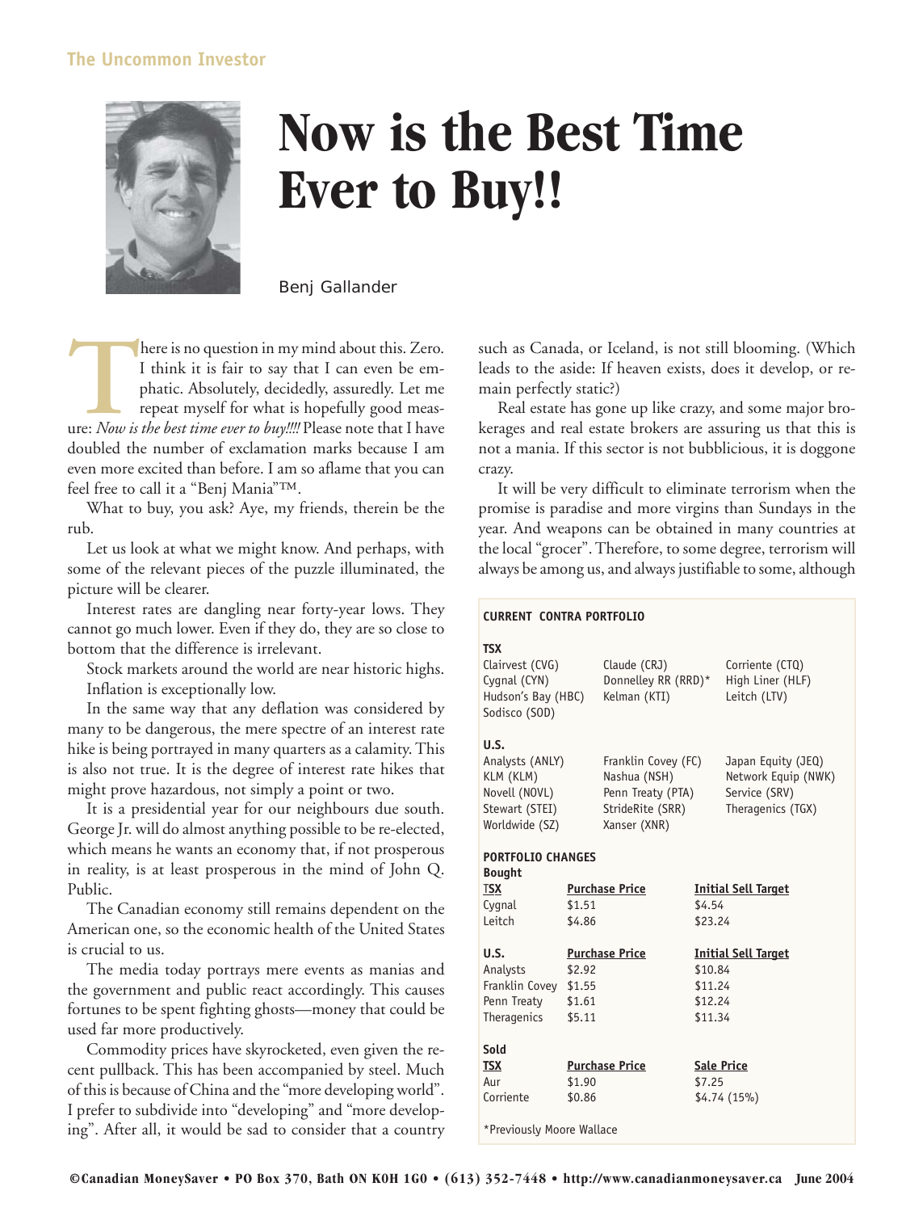The Uncommon Investor

# Now is the Best Time Ever to Buy!!

Benj Gallander

There is no question in my mind about this. Zero. I think it is fair to say that I can even be emphatic. Absolutely, decidedly, assuredly. Let me repeat myself for what is hopefully good measure: *Now is the best time ever to buy!!!!* Please note that I have doubled the number of exclamation marks because I am even more excited than before. I am so aflame that you can feel free to call it a "Benj Mania"™.

What to buy, you ask? Aye, my friends, therein be the rub.

Let us look at what we might know. And perhaps, with some of the relevant pieces of the puzzle illuminated, the picture will be clearer.

Interest rates are dangling near forty-year lows. They cannot go much lower. Even if they do, they are so close to bottom that the difference is irrelevant.

Stock markets around the world are near historic highs.

Inflation is exceptionally low.

In the same way that any deflation was considered by many to be dangerous, the mere spectre of an interest rate hike is being portrayed in many quarters as a calamity. This is also not true. It is the degree of interest rate hikes that might prove hazardous, not simply a point or two.

It is a presidential year for our neighbours due south. George Jr. will do almost anything possible to be re-elected, which means he wants an economy that, if not prosperous in reality, is at least prosperous in the mind of John Q. Public.

The Canadian economy still remains dependent on the American one, so the economic health of the United States is crucial to us.

The media today portrays mere events as manias and the government and public react accordingly. This causes fortunes to be spent fighting ghosts—money that could be used far more productively.

Commodity prices have skyrocketed, even given the recent pullback. This has been accompanied by steel. Much of this is because of China and the "more developing world". I prefer to subdivide into "developing" and "more developing". After all, it would be sad to consider that a country such as Canada, or Iceland, is not still blooming. (Which leads to the aside: If heaven exists, does it develop, or remain perfectly static?)

Real estate has gone up like crazy, and some major brokerages and real estate brokers are assuring us that this is not a mania. If this sector is not bubblicious, it is doggone crazy.

It will be very difficult to eliminate terrorism when the promise is paradise and more virgins than Sundays in the year. And weapons can be obtained in many countries at the local "grocer". Therefore, to some degree, terrorism will always be among us, and always justifiable to some, although

**CURRENT CONTRA PORTFOLIO**

**TSX**

| | | |
|---|---|---|
| Clairvest (CVG) | Claude (CRJ) | Corriente (CTQ) |
| Cygnal (CYN) | Donnelley RR (RRD)* | High Liner (HLF) |
| Hudson's Bay (HBC) | Kelman (KTI) | Leitch (LTV) |
| Sodisco (SOD) | | |

**U.S.**

| | | |
|---|---|---|
| Analysts (ANLY) | Franklin Covey (FC) | Japan Equity (JEQ) |
| KLM (KLM) | Nashua (NSH) | Network Equip (NWK) |
| Novell (NOVL) | Penn Treaty (PTA) | Service (SRV) |
| Stewart (STEI) | StrideRite (SRR) | Theragenics (TGX) |
| Worldwide (SZ) | Xanser (XNR) | |

**PORTFOLIO CHANGES**

**Bought**

| TSX | Purchase Price | Initial Sell Target |
|---|---|---|
| Cygnal | $1.51 | $4.54 |
| Leitch | $4.86 | $23.24 |

| U.S. | Purchase Price | Initial Sell Target |
|---|---|---|
| Analysts | $2.92 | $10.84 |
| Franklin Covey | $1.55 | $11.24 |
| Penn Treaty | $1.61 | $12.24 |
| Theragenics | $5.11 | $11.34 |

**Sold**

| TSX | Purchase Price | Sale Price |
|---|---|---|
| Aur | $1.90 | $7.25 |
| Corriente | $0.86 | $4.74 (15%) |

*Previously Moore Wallace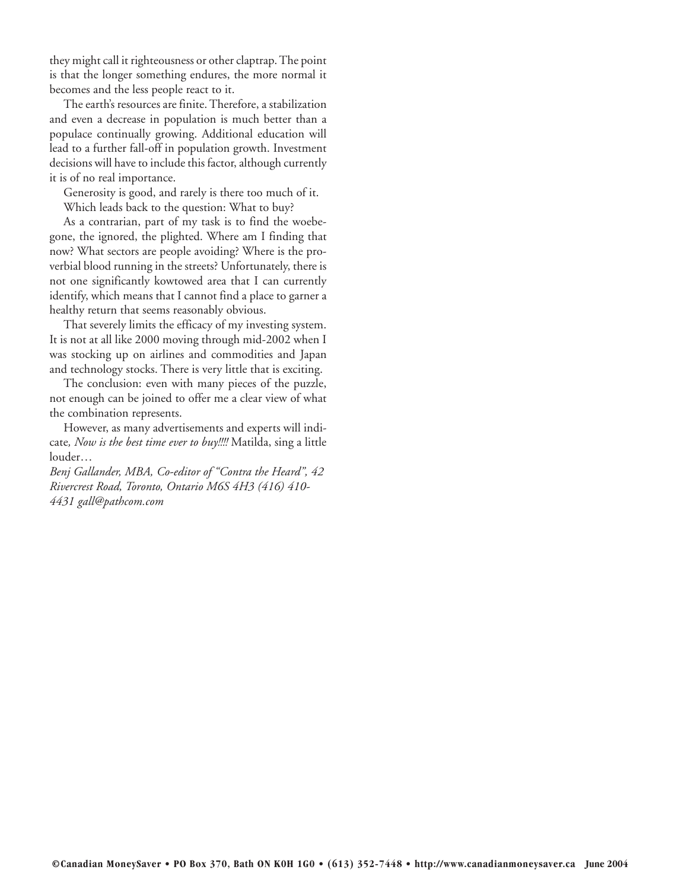they might call it righteousness or other claptrap. The point is that the longer something endures, the more normal it becomes and the less people react to it.

The earth's resources are finite. Therefore, a stabilization and even a decrease in population is much better than a populace continually growing. Additional education will lead to a further fall-off in population growth. Investment decisions will have to include this factor, although currently it is of no real importance.

Generosity is good, and rarely is there too much of it.

Which leads back to the question: What to buy?

As a contrarian, part of my task is to find the woebegone, the ignored, the plighted. Where am I finding that now? What sectors are people avoiding? Where is the proverbial blood running in the streets? Unfortunately, there is not one significantly kowtowed area that I can currently identify, which means that I cannot find a place to garner a healthy return that seems reasonably obvious.

That severely limits the efficacy of my investing system. It is not at all like 2000 moving through mid-2002 when I was stocking up on airlines and commodities and Japan and technology stocks. There is very little that is exciting.

The conclusion: even with many pieces of the puzzle, not enough can be joined to offer me a clear view of what the combination represents.

However, as many advertisements and experts will indicate, *Now is the best time ever to buy!!!!* Matilda, sing a little louder…

*Benj Gallander, MBA, Co-editor of "Contra the Heard", 42 Rivercrest Road, Toronto, Ontario M6S 4H3 (416) 410-4431 gall@pathcom.com*